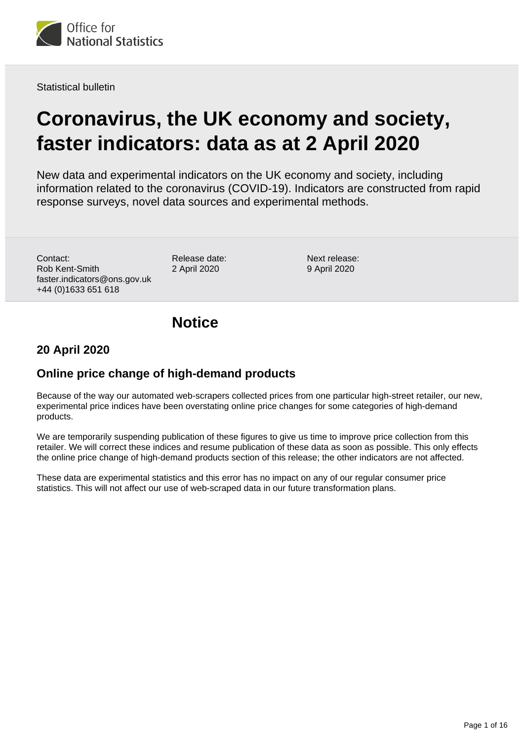Statistical bulletin

# Coronavirus, the UK economy and society, faster indicators: data as at 2 April 2020

New data and experimental indicators on the UK economy and society, including information related to the coronavirus (COVID-19). Indicators are constructed from rapid response surveys, novel data sources and experimental methods.

Contact:
Rob Kent-Smith
faster.indicators@ons.gov.uk
+44 (0)1633 651 618

Release date:
2 April 2020

Next release:
9 April 2020

## Notice

### 20 April 2020

### Online price change of high-demand products

Because of the way our automated web-scrapers collected prices from one particular high-street retailer, our new, experimental price indices have been overstating online price changes for some categories of high-demand products.

We are temporarily suspending publication of these figures to give us time to improve price collection from this retailer. We will correct these indices and resume publication of these data as soon as possible. This only effects the online price change of high-demand products section of this release; the other indicators are not affected.

These data are experimental statistics and this error has no impact on any of our regular consumer price statistics. This will not affect our use of web-scraped data in our future transformation plans.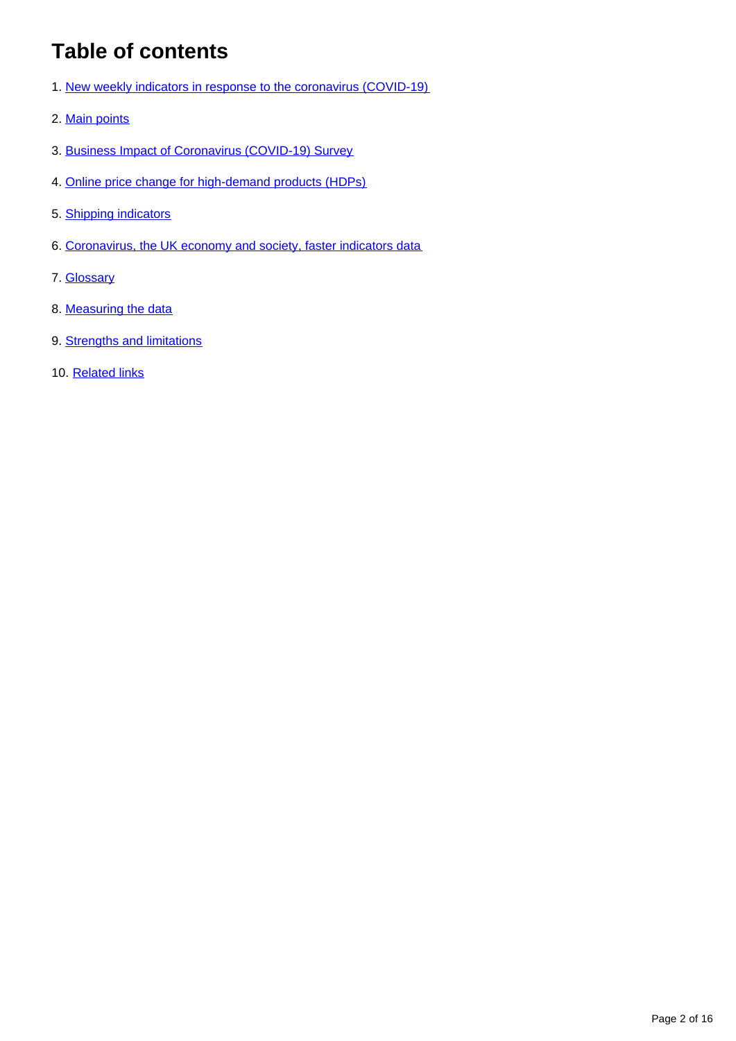## Table of contents

1. New weekly indicators in response to the coronavirus (COVID-19)
2. Main points
3. Business Impact of Coronavirus (COVID-19) Survey
4. Online price change for high-demand products (HDPs)
5. Shipping indicators
6. Coronavirus, the UK economy and society, faster indicators data
7. Glossary
8. Measuring the data
9. Strengths and limitations
10. Related links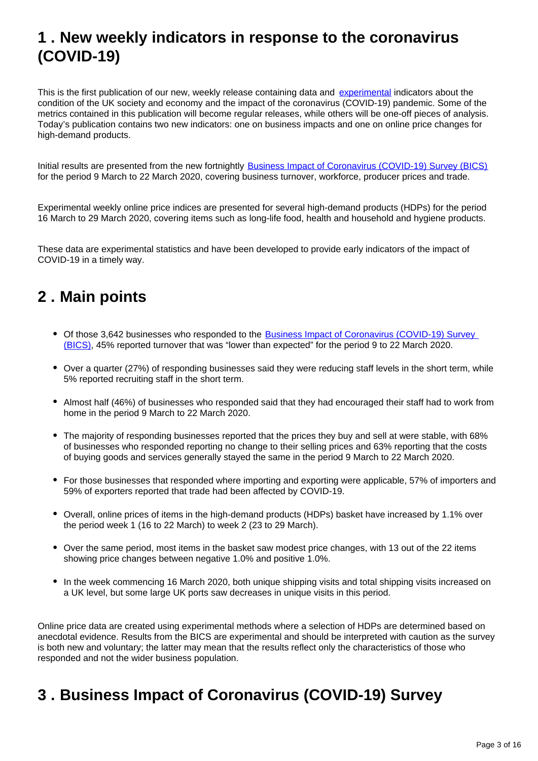## 1 . New weekly indicators in response to the coronavirus (COVID-19)

This is the first publication of our new, weekly release containing data and experimental indicators about the condition of the UK society and economy and the impact of the coronavirus (COVID-19) pandemic. Some of the metrics contained in this publication will become regular releases, while others will be one-off pieces of analysis. Today's publication contains two new indicators: one on business impacts and one on online price changes for high-demand products.

Initial results are presented from the new fortnightly Business Impact of Coronavirus (COVID-19) Survey (BICS) for the period 9 March to 22 March 2020, covering business turnover, workforce, producer prices and trade.

Experimental weekly online price indices are presented for several high-demand products (HDPs) for the period 16 March to 29 March 2020, covering items such as long-life food, health and household and hygiene products.

These data are experimental statistics and have been developed to provide early indicators of the impact of COVID-19 in a timely way.

## 2 . Main points

- Of those 3,642 businesses who responded to the Business Impact of Coronavirus (COVID-19) Survey (BICS), 45% reported turnover that was "lower than expected" for the period 9 to 22 March 2020.
- Over a quarter (27%) of responding businesses said they were reducing staff levels in the short term, while 5% reported recruiting staff in the short term.
- Almost half (46%) of businesses who responded said that they had encouraged their staff had to work from home in the period 9 March to 22 March 2020.
- The majority of responding businesses reported that the prices they buy and sell at were stable, with 68% of businesses who responded reporting no change to their selling prices and 63% reporting that the costs of buying goods and services generally stayed the same in the period 9 March to 22 March 2020.
- For those businesses that responded where importing and exporting were applicable, 57% of importers and 59% of exporters reported that trade had been affected by COVID-19.
- Overall, online prices of items in the high-demand products (HDPs) basket have increased by 1.1% over the period week 1 (16 to 22 March) to week 2 (23 to 29 March).
- Over the same period, most items in the basket saw modest price changes, with 13 out of the 22 items showing price changes between negative 1.0% and positive 1.0%.
- In the week commencing 16 March 2020, both unique shipping visits and total shipping visits increased on a UK level, but some large UK ports saw decreases in unique visits in this period.

Online price data are created using experimental methods where a selection of HDPs are determined based on anecdotal evidence. Results from the BICS are experimental and should be interpreted with caution as the survey is both new and voluntary; the latter may mean that the results reflect only the characteristics of those who responded and not the wider business population.

## 3 . Business Impact of Coronavirus (COVID-19) Survey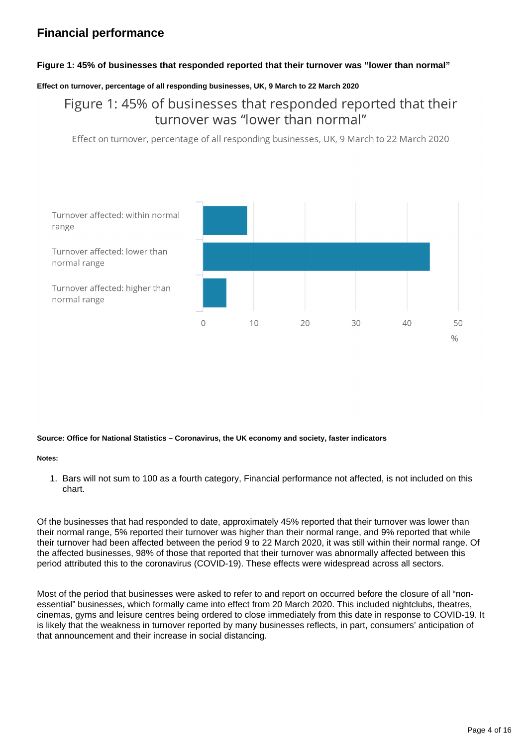## Financial performance

**Figure 1: 45% of businesses that responded reported that their turnover was "lower than normal"**

**Effect on turnover, percentage of all responding businesses, UK, 9 March to 22 March 2020**

Figure 1: 45% of businesses that responded reported that their turnover was "lower than normal"

Effect on turnover, percentage of all responding businesses, UK, 9 March to 22 March 2020

Turnover affected: within normal range

Turnover affected: lower than normal range

Turnover affected: higher than normal range

0 10 20 30 40 50

%

**Source: Office for National Statistics – Coronavirus, the UK economy and society, faster indicators**

**Notes:**

1. Bars will not sum to 100 as a fourth category, Financial performance not affected, is not included on this chart.

Of the businesses that had responded to date, approximately 45% reported that their turnover was lower than their normal range, 5% reported their turnover was higher than their normal range, and 9% reported that while their turnover had been affected between the period 9 to 22 March 2020, it was still within their normal range. Of the affected businesses, 98% of those that reported that their turnover was abnormally affected between this period attributed this to the coronavirus (COVID-19). These effects were widespread across all sectors.

Most of the period that businesses were asked to refer to and report on occurred before the closure of all "non-essential" businesses, which formally came into effect from 20 March 2020. This included nightclubs, theatres, cinemas, gyms and leisure centres being ordered to close immediately from this date in response to COVID-19. It is likely that the weakness in turnover reported by many businesses reflects, in part, consumers' anticipation of that announcement and their increase in social distancing.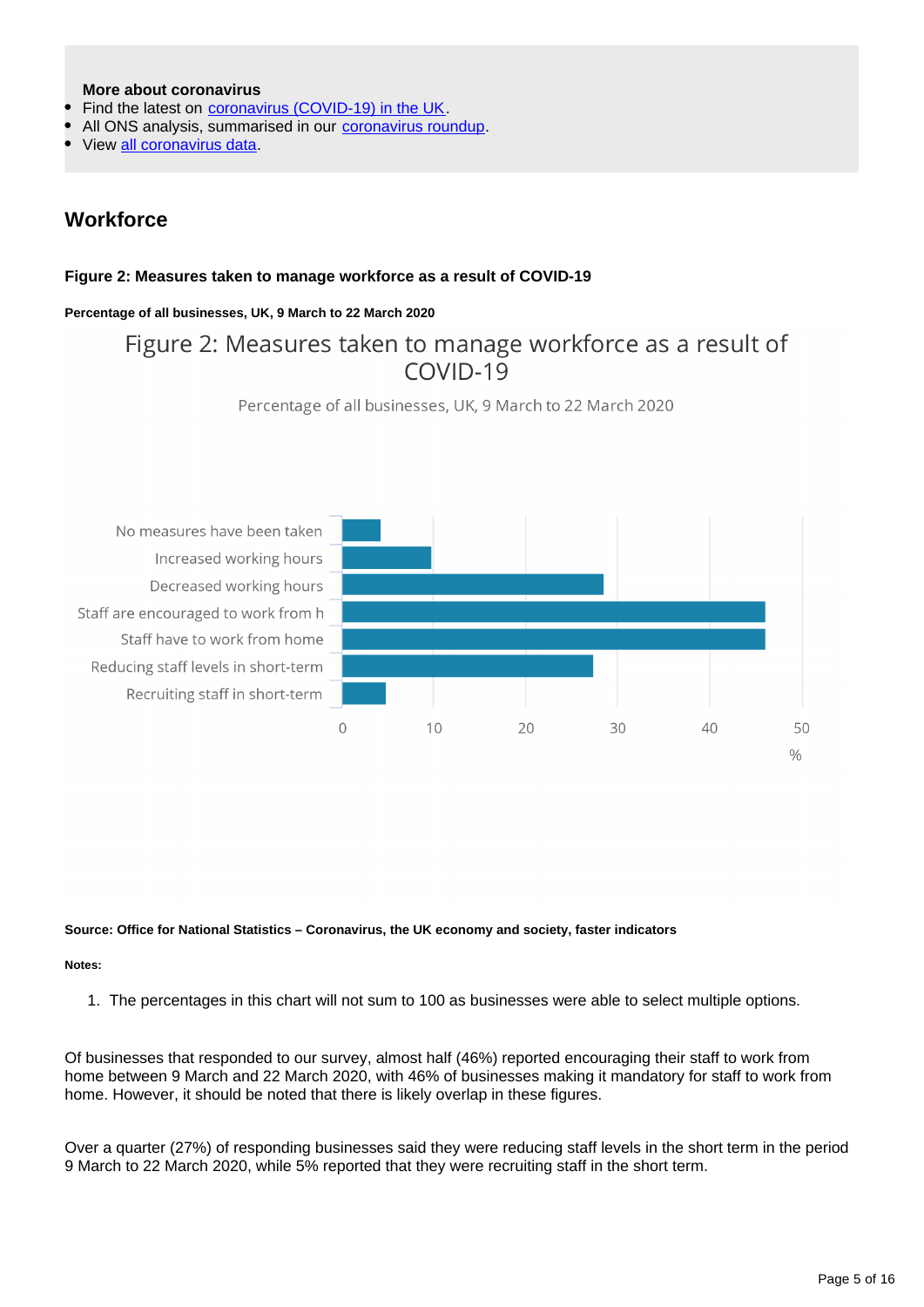**More about coronavirus**

- Find the latest on coronavirus (COVID-19) in the UK.
- All ONS analysis, summarised in our coronavirus roundup.
- View all coronavirus data.

## Workforce

**Figure 2: Measures taken to manage workforce as a result of COVID-19**

**Percentage of all businesses, UK, 9 March to 22 March 2020**

**Source: Office for National Statistics – Coronavirus, the UK economy and society, faster indicators**

**Notes:**

1. The percentages in this chart will not sum to 100 as businesses were able to select multiple options.

Of businesses that responded to our survey, almost half (46%) reported encouraging their staff to work from home between 9 March and 22 March 2020, with 46% of businesses making it mandatory for staff to work from home. However, it should be noted that there is likely overlap in these figures.

Over a quarter (27%) of responding businesses said they were reducing staff levels in the short term in the period 9 March to 22 March 2020, while 5% reported that they were recruiting staff in the short term.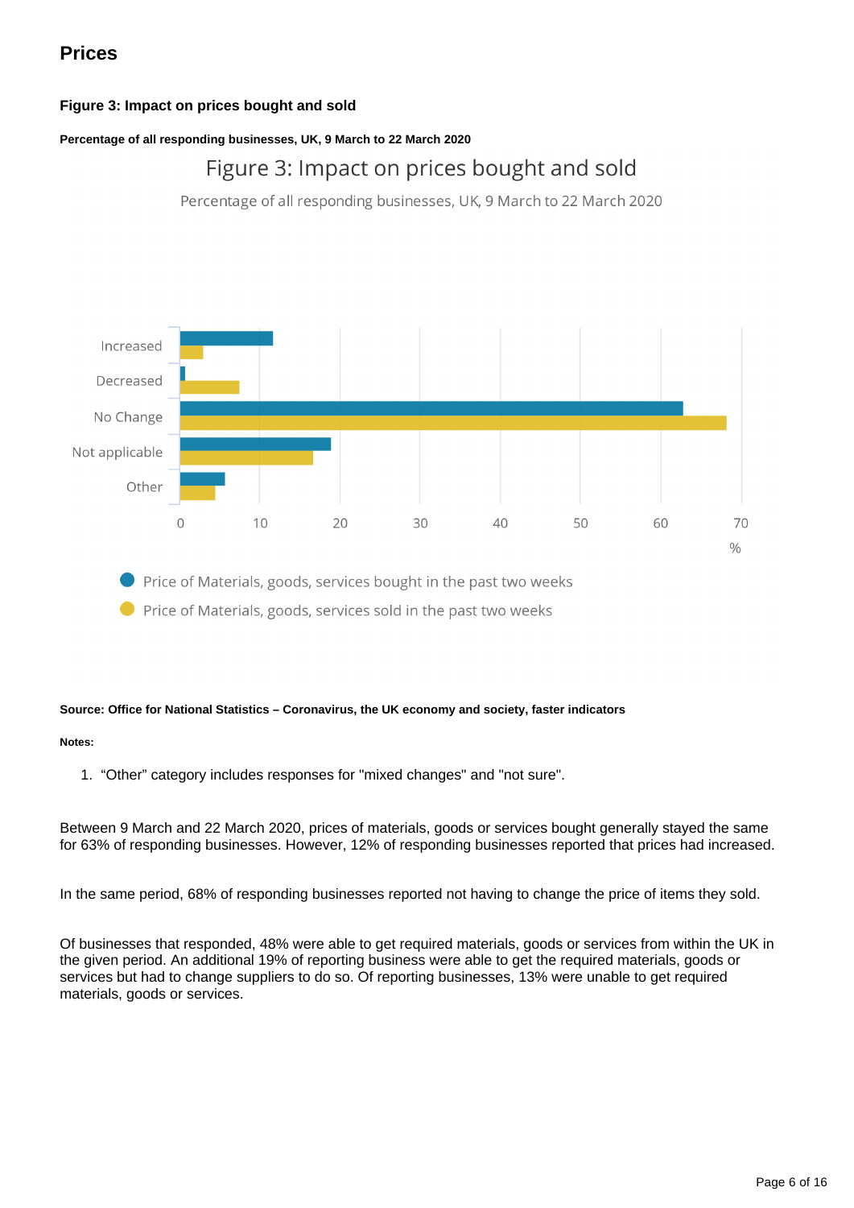## Prices

### Figure 3: Impact on prices bought and sold

**Percentage of all responding businesses, UK, 9 March to 22 March 2020**

**Source: Office for National Statistics – Coronavirus, the UK economy and society, faster indicators**

**Notes:**

1. "Other" category includes responses for "mixed changes" and "not sure".

Between 9 March and 22 March 2020, prices of materials, goods or services bought generally stayed the same for 63% of responding businesses. However, 12% of responding businesses reported that prices had increased.

In the same period, 68% of responding businesses reported not having to change the price of items they sold.

Of businesses that responded, 48% were able to get required materials, goods or services from within the UK in the given period. An additional 19% of reporting business were able to get the required materials, goods or services but had to change suppliers to do so. Of reporting businesses, 13% were unable to get required materials, goods or services.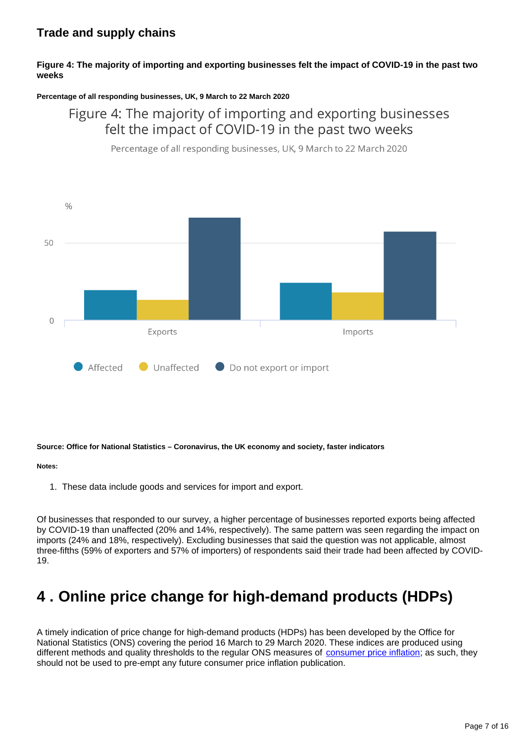### Trade and supply chains

**Figure 4: The majority of importing and exporting businesses felt the impact of COVID-19 in the past two weeks**

**Percentage of all responding businesses, UK, 9 March to 22 March 2020**

**Source: Office for National Statistics – Coronavirus, the UK economy and society, faster indicators**

**Notes:**

1. These data include goods and services for import and export.

Of businesses that responded to our survey, a higher percentage of businesses reported exports being affected by COVID-19 than unaffected (20% and 14%, respectively). The same pattern was seen regarding the impact on imports (24% and 18%, respectively). Excluding businesses that said the question was not applicable, almost three-fifths (59% of exporters and 57% of importers) of respondents said their trade had been affected by COVID-19.

# 4 . Online price change for high-demand products (HDPs)

A timely indication of price change for high-demand products (HDPs) has been developed by the Office for National Statistics (ONS) covering the period 16 March to 29 March 2020. These indices are produced using different methods and quality thresholds to the regular ONS measures of consumer price inflation; as such, they should not be used to pre-empt any future consumer price inflation publication.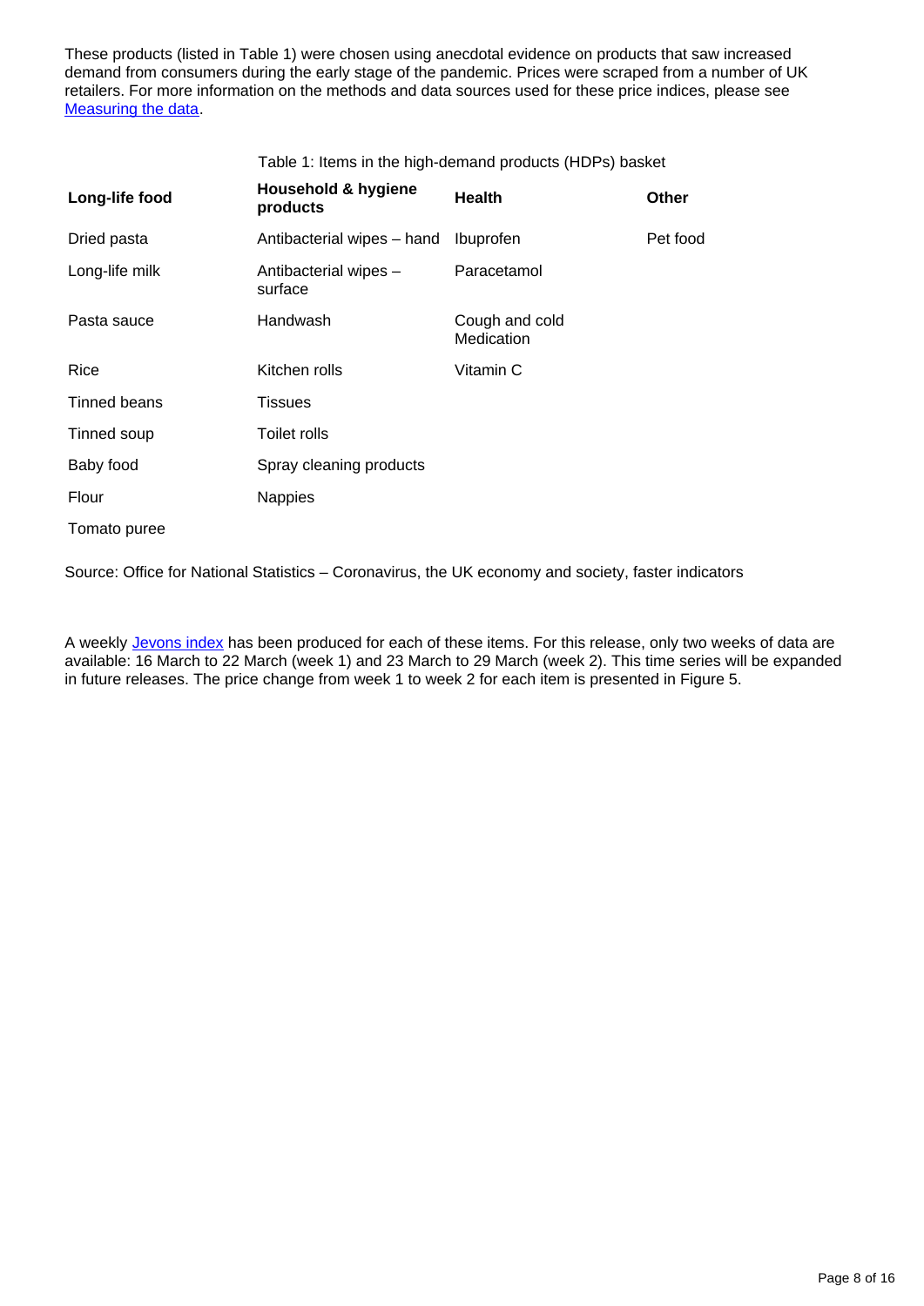These products (listed in Table 1) were chosen using anecdotal evidence on products that saw increased demand from consumers during the early stage of the pandemic. Prices were scraped from a number of UK retailers. For more information on the methods and data sources used for these price indices, please see [Measuring the data](#).

Table 1: Items in the high-demand products (HDPs) basket

| Long-life food | Household & hygiene products | Health | Other |
|---|---|---|---|
| Dried pasta | Antibacterial wipes – hand | Ibuprofen | Pet food |
| Long-life milk | Antibacterial wipes – surface | Paracetamol | |
| Pasta sauce | Handwash | Cough and cold Medication | |
| Rice | Kitchen rolls | Vitamin C | |
| Tinned beans | Tissues | | |
| Tinned soup | Toilet rolls | | |
| Baby food | Spray cleaning products | | |
| Flour | Nappies | | |
| Tomato puree | | | |

Source: Office for National Statistics – Coronavirus, the UK economy and society, faster indicators

A weekly [Jevons index](#) has been produced for each of these items. For this release, only two weeks of data are available: 16 March to 22 March (week 1) and 23 March to 29 March (week 2). This time series will be expanded in future releases. The price change from week 1 to week 2 for each item is presented in Figure 5.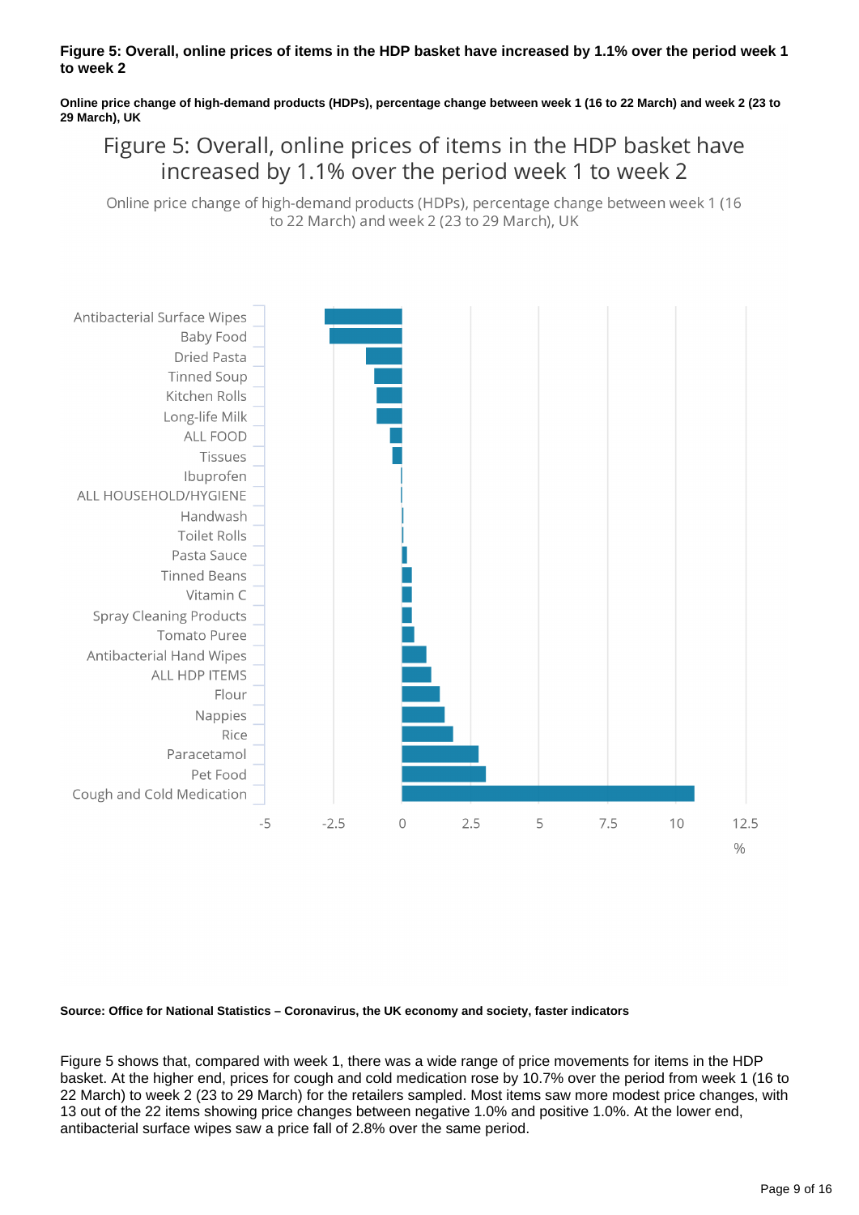**Figure 5: Overall, online prices of items in the HDP basket have increased by 1.1% over the period week 1 to week 2**

**Online price change of high-demand products (HDPs), percentage change between week 1 (16 to 22 March) and week 2 (23 to 29 March), UK**

Figure 5: Overall, online prices of items in the HDP basket have increased by 1.1% over the period week 1 to week 2

Online price change of high-demand products (HDPs), percentage change between week 1 (16 to 22 March) and week 2 (23 to 29 March), UK

Antibacterial Surface Wipes
Baby Food
Dried Pasta
Tinned Soup
Kitchen Rolls
Long-life Milk
ALL FOOD
Tissues
Ibuprofen
ALL HOUSEHOLD/HYGIENE
Handwash
Toilet Rolls
Pasta Sauce
Tinned Beans
Vitamin C
Spray Cleaning Products
Tomato Puree
Antibacterial Hand Wipes
ALL HDP ITEMS
Flour
Nappies
Rice
Paracetamol
Pet Food
Cough and Cold Medication

-5 -2.5 0 2.5 5 7.5 10 12.5
%

**Source: Office for National Statistics – Coronavirus, the UK economy and society, faster indicators**

Figure 5 shows that, compared with week 1, there was a wide range of price movements for items in the HDP basket. At the higher end, prices for cough and cold medication rose by 10.7% over the period from week 1 (16 to 22 March) to week 2 (23 to 29 March) for the retailers sampled. Most items saw more modest price changes, with 13 out of the 22 items showing price changes between negative 1.0% and positive 1.0%. At the lower end, antibacterial surface wipes saw a price fall of 2.8% over the same period.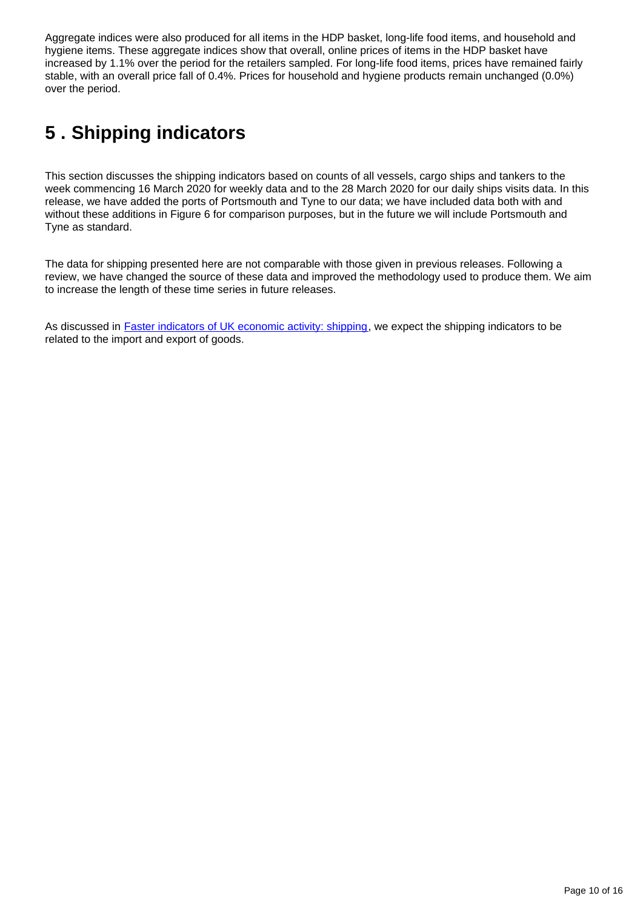Aggregate indices were also produced for all items in the HDP basket, long-life food items, and household and hygiene items. These aggregate indices show that overall, online prices of items in the HDP basket have increased by 1.1% over the period for the retailers sampled. For long-life food items, prices have remained fairly stable, with an overall price fall of 0.4%. Prices for household and hygiene products remain unchanged (0.0%) over the period.

## 5 . Shipping indicators

This section discusses the shipping indicators based on counts of all vessels, cargo ships and tankers to the week commencing 16 March 2020 for weekly data and to the 28 March 2020 for our daily ships visits data. In this release, we have added the ports of Portsmouth and Tyne to our data; we have included data both with and without these additions in Figure 6 for comparison purposes, but in the future we will include Portsmouth and Tyne as standard.

The data for shipping presented here are not comparable with those given in previous releases. Following a review, we have changed the source of these data and improved the methodology used to produce them. We aim to increase the length of these time series in future releases.

As discussed in [Faster indicators of UK economic activity: shipping](), we expect the shipping indicators to be related to the import and export of goods.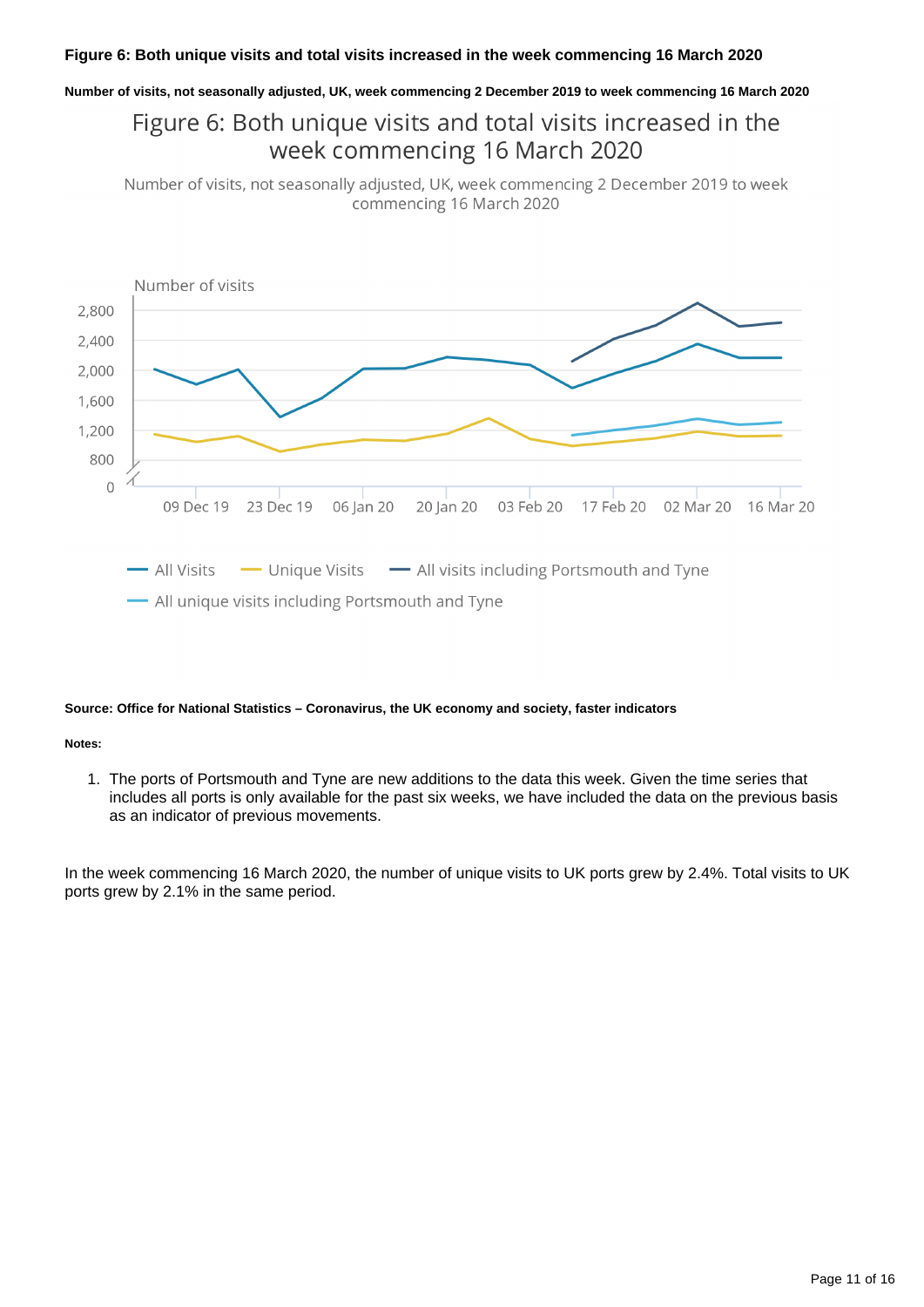### Figure 6: Both unique visits and total visits increased in the week commencing 16 March 2020

**Number of visits, not seasonally adjusted, UK, week commencing 2 December 2019 to week commencing 16 March 2020**

Figure 6: Both unique visits and total visits increased in the week commencing 16 March 2020

Number of visits, not seasonally adjusted, UK, week commencing 2 December 2019 to week commencing 16 March 2020

Number of visits

2,800
2,400
2,000
1,600
1,200
800
0

09 Dec 19 | 23 Dec 19 | 06 Jan 20 | 20 Jan 20 | 03 Feb 20 | 17 Feb 20 | 02 Mar 20 | 16 Mar 20

All Visits | Unique Visits | All visits including Portsmouth and Tyne | All unique visits including Portsmouth and Tyne

**Source: Office for National Statistics – Coronavirus, the UK economy and society, faster indicators**

**Notes:**

1. The ports of Portsmouth and Tyne are new additions to the data this week. Given the time series that includes all ports is only available for the past six weeks, we have included the data on the previous basis as an indicator of previous movements.

In the week commencing 16 March 2020, the number of unique visits to UK ports grew by 2.4%. Total visits to UK ports grew by 2.1% in the same period.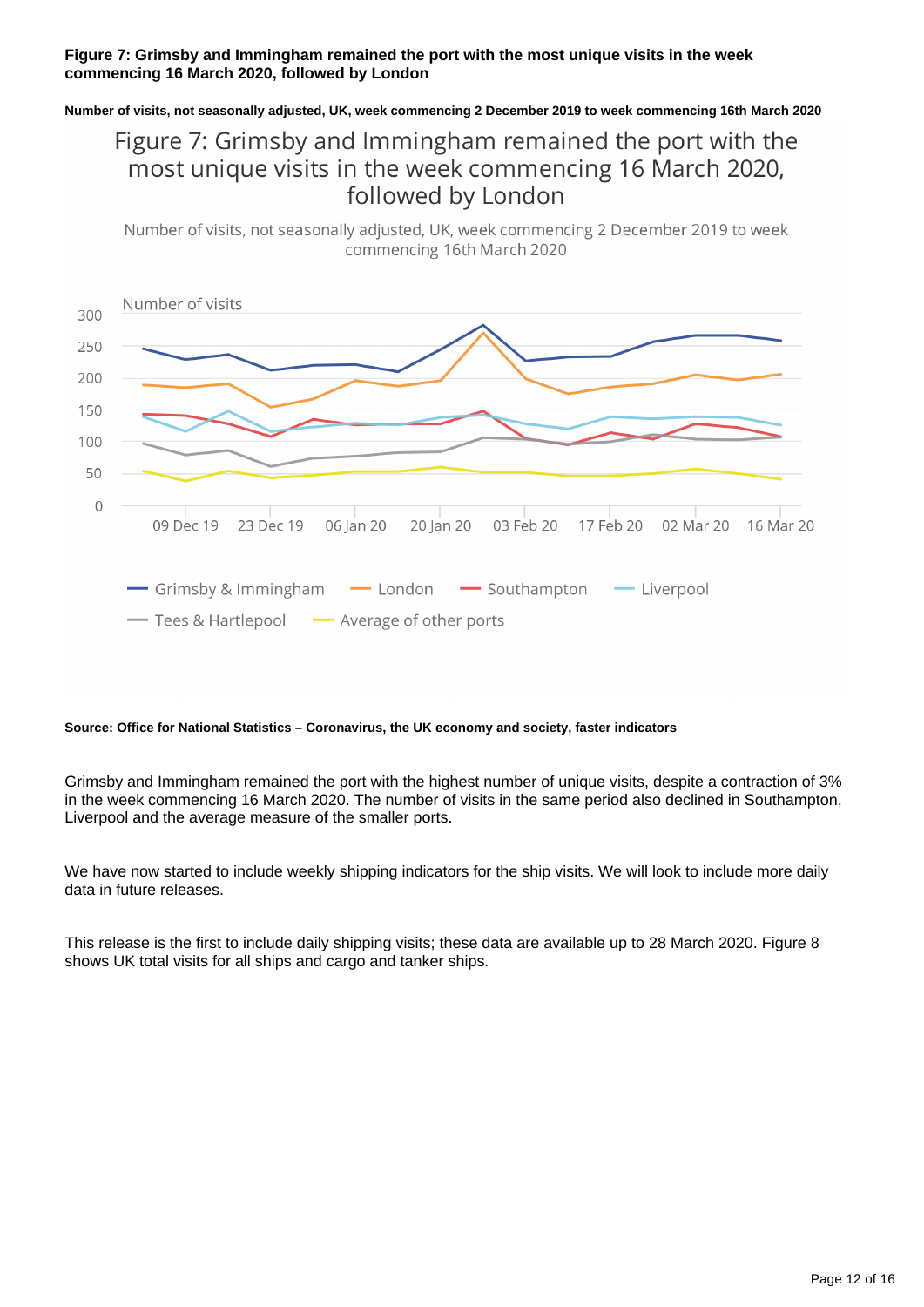**Figure 7: Grimsby and Immingham remained the port with the most unique visits in the week commencing 16 March 2020, followed by London**

**Number of visits, not seasonally adjusted, UK, week commencing 2 December 2019 to week commencing 16th March 2020**

**Source: Office for National Statistics – Coronavirus, the UK economy and society, faster indicators**

Grimsby and Immingham remained the port with the highest number of unique visits, despite a contraction of 3% in the week commencing 16 March 2020. The number of visits in the same period also declined in Southampton, Liverpool and the average measure of the smaller ports.

We have now started to include weekly shipping indicators for the ship visits. We will look to include more daily data in future releases.

This release is the first to include daily shipping visits; these data are available up to 28 March 2020. Figure 8 shows UK total visits for all ships and cargo and tanker ships.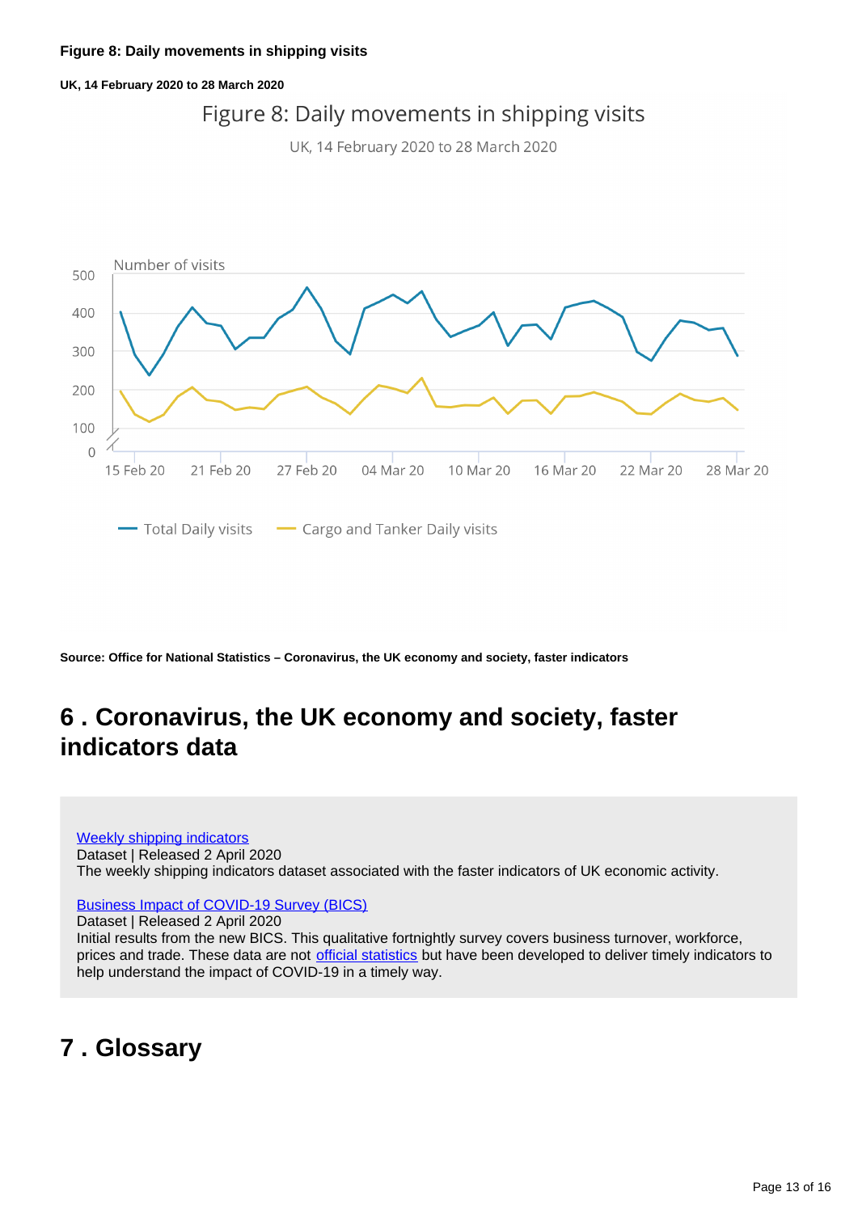**Figure 8: Daily movements in shipping visits**

**UK, 14 February 2020 to 28 March 2020**

**Source: Office for National Statistics – Coronavirus, the UK economy and society, faster indicators**

## 6 . Coronavirus, the UK economy and society, faster indicators data

[Weekly shipping indicators](#)
Dataset | Released 2 April 2020
The weekly shipping indicators dataset associated with the faster indicators of UK economic activity.

[Business Impact of COVID-19 Survey (BICS)](#)
Dataset | Released 2 April 2020
Initial results from the new BICS. This qualitative fortnightly survey covers business turnover, workforce, prices and trade. These data are not [official statistics](#) but have been developed to deliver timely indicators to help understand the impact of COVID-19 in a timely way.

## 7 . Glossary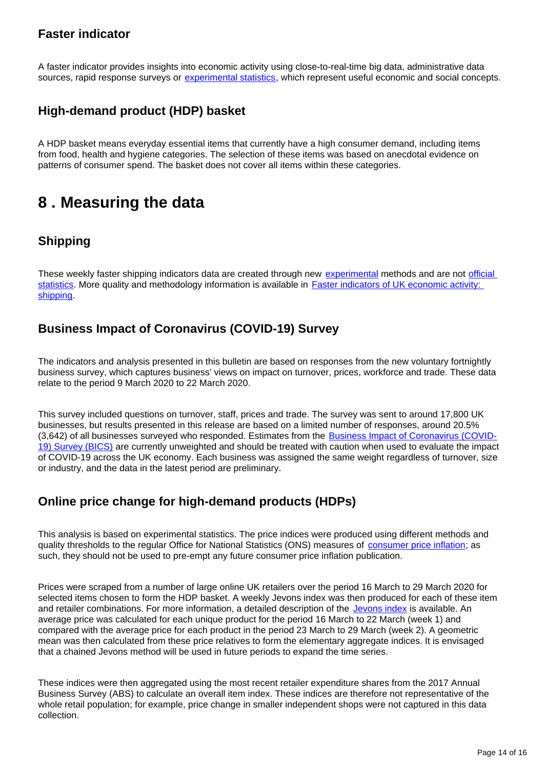### Faster indicator

A faster indicator provides insights into economic activity using close-to-real-time big data, administrative data sources, rapid response surveys or experimental statistics, which represent useful economic and social concepts.

### High-demand product (HDP) basket

A HDP basket means everyday essential items that currently have a high consumer demand, including items from food, health and hygiene categories. The selection of these items was based on anecdotal evidence on patterns of consumer spend. The basket does not cover all items within these categories.

## 8 . Measuring the data

### Shipping

These weekly faster shipping indicators data are created through new experimental methods and are not official statistics. More quality and methodology information is available in Faster indicators of UK economic activity: shipping.

### Business Impact of Coronavirus (COVID-19) Survey

The indicators and analysis presented in this bulletin are based on responses from the new voluntary fortnightly business survey, which captures business' views on impact on turnover, prices, workforce and trade. These data relate to the period 9 March 2020 to 22 March 2020.

This survey included questions on turnover, staff, prices and trade. The survey was sent to around 17,800 UK businesses, but results presented in this release are based on a limited number of responses, around 20.5% (3,642) of all businesses surveyed who responded. Estimates from the Business Impact of Coronavirus (COVID-19) Survey (BICS) are currently unweighted and should be treated with caution when used to evaluate the impact of COVID-19 across the UK economy. Each business was assigned the same weight regardless of turnover, size or industry, and the data in the latest period are preliminary.

### Online price change for high-demand products (HDPs)

This analysis is based on experimental statistics. The price indices were produced using different methods and quality thresholds to the regular Office for National Statistics (ONS) measures of consumer price inflation; as such, they should not be used to pre-empt any future consumer price inflation publication.

Prices were scraped from a number of large online UK retailers over the period 16 March to 29 March 2020 for selected items chosen to form the HDP basket. A weekly Jevons index was then produced for each of these item and retailer combinations. For more information, a detailed description of the Jevons index is available. An average price was calculated for each unique product for the period 16 March to 22 March (week 1) and compared with the average price for each product in the period 23 March to 29 March (week 2). A geometric mean was then calculated from these price relatives to form the elementary aggregate indices. It is envisaged that a chained Jevons method will be used in future periods to expand the time series.

These indices were then aggregated using the most recent retailer expenditure shares from the 2017 Annual Business Survey (ABS) to calculate an overall item index. These indices are therefore not representative of the whole retail population; for example, price change in smaller independent shops were not captured in this data collection.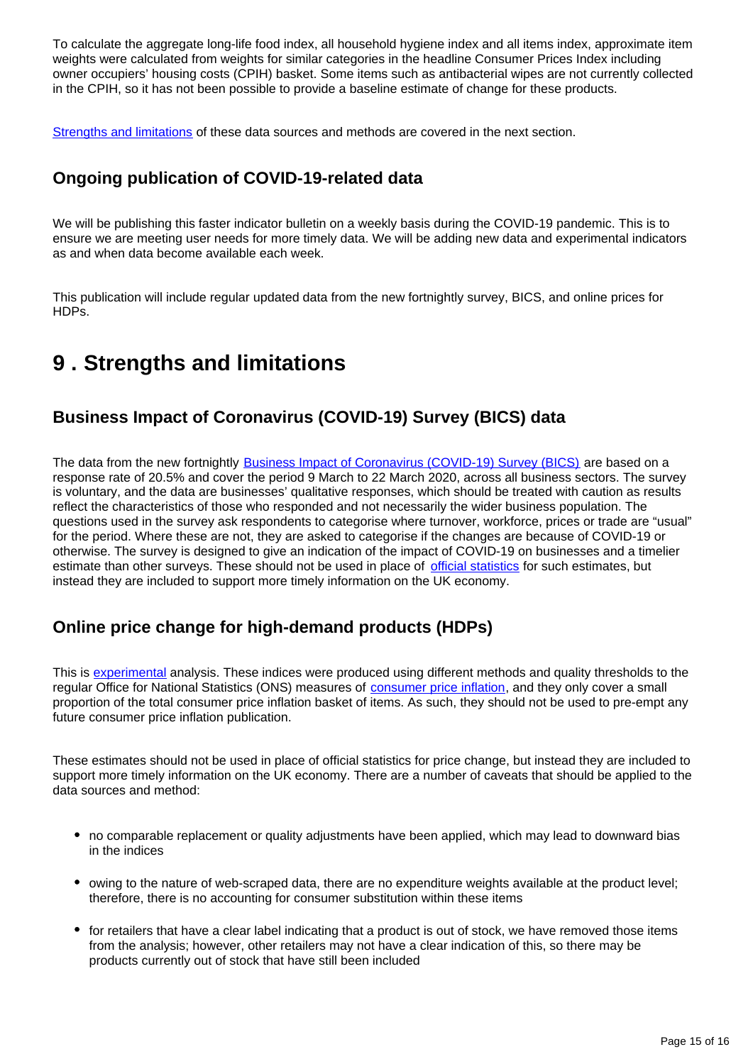To calculate the aggregate long-life food index, all household hygiene index and all items index, approximate item weights were calculated from weights for similar categories in the headline Consumer Prices Index including owner occupiers' housing costs (CPIH) basket. Some items such as antibacterial wipes are not currently collected in the CPIH, so it has not been possible to provide a baseline estimate of change for these products.

Strengths and limitations of these data sources and methods are covered in the next section.

### Ongoing publication of COVID-19-related data

We will be publishing this faster indicator bulletin on a weekly basis during the COVID-19 pandemic. This is to ensure we are meeting user needs for more timely data. We will be adding new data and experimental indicators as and when data become available each week.

This publication will include regular updated data from the new fortnightly survey, BICS, and online prices for HDPs.

## 9 . Strengths and limitations

### Business Impact of Coronavirus (COVID-19) Survey (BICS) data

The data from the new fortnightly Business Impact of Coronavirus (COVID-19) Survey (BICS) are based on a response rate of 20.5% and cover the period 9 March to 22 March 2020, across all business sectors. The survey is voluntary, and the data are businesses' qualitative responses, which should be treated with caution as results reflect the characteristics of those who responded and not necessarily the wider business population. The questions used in the survey ask respondents to categorise where turnover, workforce, prices or trade are "usual" for the period. Where these are not, they are asked to categorise if the changes are because of COVID-19 or otherwise. The survey is designed to give an indication of the impact of COVID-19 on businesses and a timelier estimate than other surveys. These should not be used in place of official statistics for such estimates, but instead they are included to support more timely information on the UK economy.

### Online price change for high-demand products (HDPs)

This is experimental analysis. These indices were produced using different methods and quality thresholds to the regular Office for National Statistics (ONS) measures of consumer price inflation, and they only cover a small proportion of the total consumer price inflation basket of items. As such, they should not be used to pre-empt any future consumer price inflation publication.

These estimates should not be used in place of official statistics for price change, but instead they are included to support more timely information on the UK economy. There are a number of caveats that should be applied to the data sources and method:

- no comparable replacement or quality adjustments have been applied, which may lead to downward bias in the indices
- owing to the nature of web-scraped data, there are no expenditure weights available at the product level; therefore, there is no accounting for consumer substitution within these items
- for retailers that have a clear label indicating that a product is out of stock, we have removed those items from the analysis; however, other retailers may not have a clear indication of this, so there may be products currently out of stock that have still been included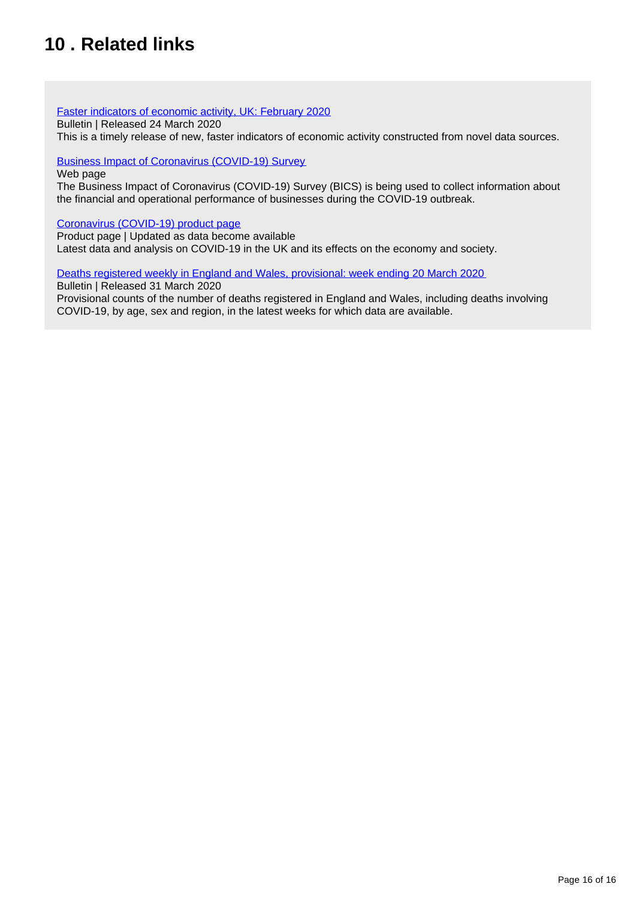# 10 . Related links

[Faster indicators of economic activity, UK: February 2020]
Bulletin | Released 24 March 2020
This is a timely release of new, faster indicators of economic activity constructed from novel data sources.

[Business Impact of Coronavirus (COVID-19) Survey]
Web page
The Business Impact of Coronavirus (COVID-19) Survey (BICS) is being used to collect information about the financial and operational performance of businesses during the COVID-19 outbreak.

[Coronavirus (COVID-19) product page]
Product page | Updated as data become available
Latest data and analysis on COVID-19 in the UK and its effects on the economy and society.

[Deaths registered weekly in England and Wales, provisional: week ending 20 March 2020]
Bulletin | Released 31 March 2020
Provisional counts of the number of deaths registered in England and Wales, including deaths involving COVID-19, by age, sex and region, in the latest weeks for which data are available.